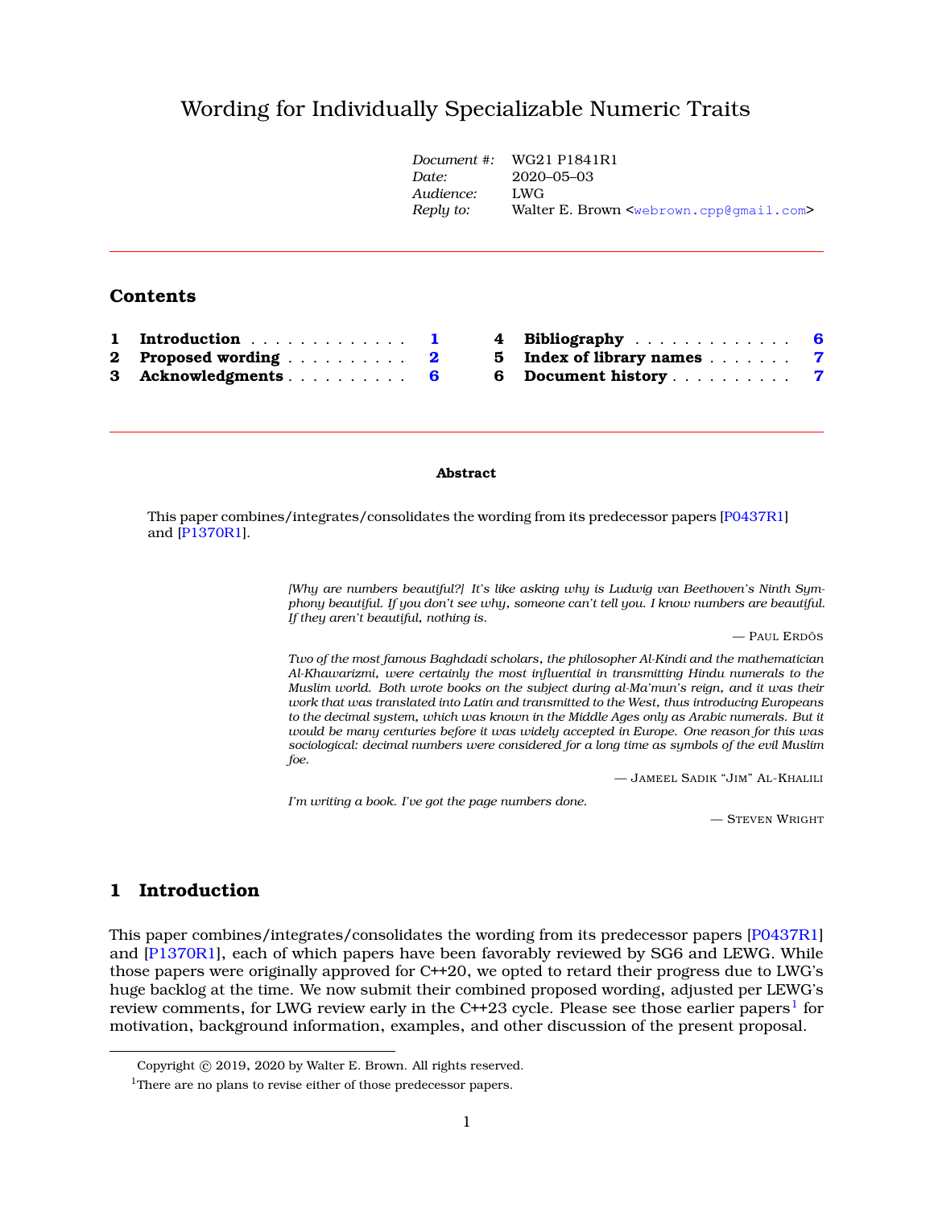# Wording for Individually Specializable Numeric Traits

| | |
|---|---|
| *Document #:* | WG21 P1841R1 |
| *Date:* | 2020–05–03 |
| *Audience:* | LWG |
| *Reply to:* | Walter E. Brown <webrown.cpp@gmail.com> |

## Contents

1 Introduction . . . 1
2 Proposed wording . . . 2
3 Acknowledgments . . . 6
4 Bibliography . . . 6
5 Index of library names . . . 7
6 Document history . . . 7

**Abstract**

This paper combines/integrates/consolidates the wording from its predecessor papers [P0437R1] and [P1370R1].

> *[Why are numbers beautiful?] It's like asking why is Ludwig van Beethoven's Ninth Symphony beautiful. If you don't see why, someone can't tell you. I know numbers are beautiful. If they aren't beautiful, nothing is.*
>
> — Paul Erdös

> *Two of the most famous Baghdadi scholars, the philosopher Al-Kindi and the mathematician Al-Khawarizmi, were certainly the most influential in transmitting Hindu numerals to the Muslim world. Both wrote books on the subject during al-Ma'mun's reign, and it was their work that was translated into Latin and transmitted to the West, thus introducing Europeans to the decimal system, which was known in the Middle Ages only as Arabic numerals. But it would be many centuries before it was widely accepted in Europe. One reason for this was sociological: decimal numbers were considered for a long time as symbols of the evil Muslim foe.*
>
> — Jameel Sadik "Jim" Al-Khalili

> *I'm writing a book. I've got the page numbers done.*
>
> — Steven Wright

## 1 Introduction

This paper combines/integrates/consolidates the wording from its predecessor papers [P0437R1] and [P1370R1], each of which papers have been favorably reviewed by SG6 and LEWG. While those papers were originally approved for C++20, we opted to retard their progress due to LWG's huge backlog at the time. We now submit their combined proposed wording, adjusted per LEWG's review comments, for LWG review early in the C++23 cycle. Please see those earlier papers[1] for motivation, background information, examples, and other discussion of the present proposal.

---

Copyright © 2019, 2020 by Walter E. Brown. All rights reserved.

[1] There are no plans to revise either of those predecessor papers.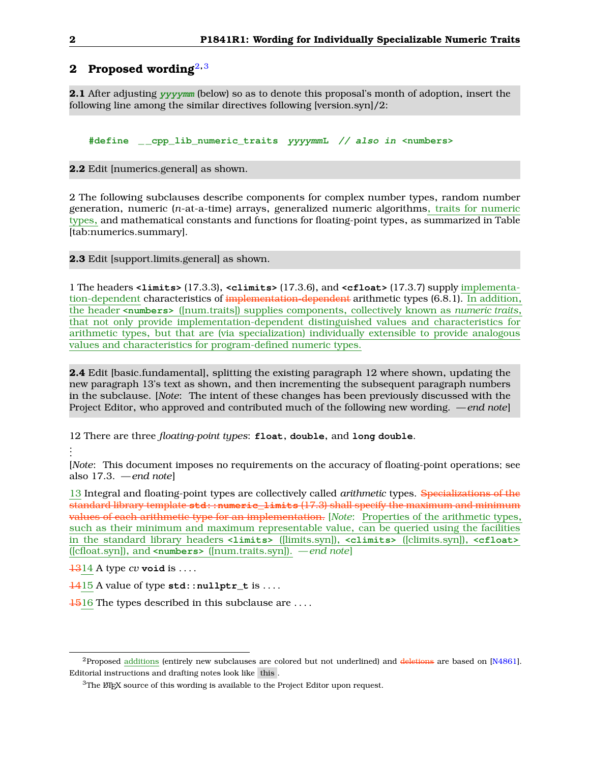## 2 Proposed wording[2,3]

**2.1** After adjusting *yyyymm* (below) so as to denote this proposal's month of adoption, insert the following line among the similar directives following [version.syn]/2:

```
#define __cpp_lib_numeric_traits yyyymmL // also in <numbers>
```

**2.2** Edit [numerics.general] as shown.

2 The following subclauses describe components for complex number types, random number generation, numeric (*n*-at-a-time) arrays, generalized numeric algorithms, traits for numeric types, and mathematical constants and functions for floating-point types, as summarized in Table [tab:numerics.summary].

**2.3** Edit [support.limits.general] as shown.

1 The headers **<limits>** (17.3.3), **<climits>** (17.3.6), and **<cfloat>** (17.3.7) supply implementation-dependent characteristics of ~~implementation-dependent~~ arithmetic types (6.8.1). In addition, the header **<numbers>** ([num.traits]) supplies components, collectively known as *numeric traits*, that not only provide implementation-dependent distinguished values and characteristics for arithmetic types, but that are (via specialization) individually extensible to provide analogous values and characteristics for program-defined numeric types.

**2.4** Edit [basic.fundamental], splitting the existing paragraph 12 where shown, updating the new paragraph 13's text as shown, and then incrementing the subsequent paragraph numbers in the subclause. [*Note*: The intent of these changes has been previously discussed with the Project Editor, who approved and contributed much of the following new wording. —*end note*]

12 There are three *floating-point types*: **float**, **double**, and **long double**.

⋮

[*Note*: This document imposes no requirements on the accuracy of floating-point operations; see also 17.3. —*end note*]

13 Integral and floating-point types are collectively called *arithmetic* types. ~~Specializations of the standard library template **std::numeric_limits** (17.3) shall specify the maximum and minimum values of each arithmetic type for an implementation.~~ [*Note*: Properties of the arithmetic types, such as their minimum and maximum representable value, can be queried using the facilities in the standard library headers **<limits>** ([limits.syn]), **<climits>** ([climits.syn]), **<cfloat>** ([cfloat.syn]), and **<numbers>** ([num.traits.syn]). —*end note*]

~~13~~14 A type *cv* **void** is ....

~~14~~15 A value of type **std::nullptr_t** is ....

~~15~~16 The types described in this subclause are ....

[2] Proposed additions (entirely new subclauses are colored but not underlined) and ~~deletions~~ are based on [N4861]. Editorial instructions and drafting notes look like this.

[3] The LaTeX source of this wording is available to the Project Editor upon request.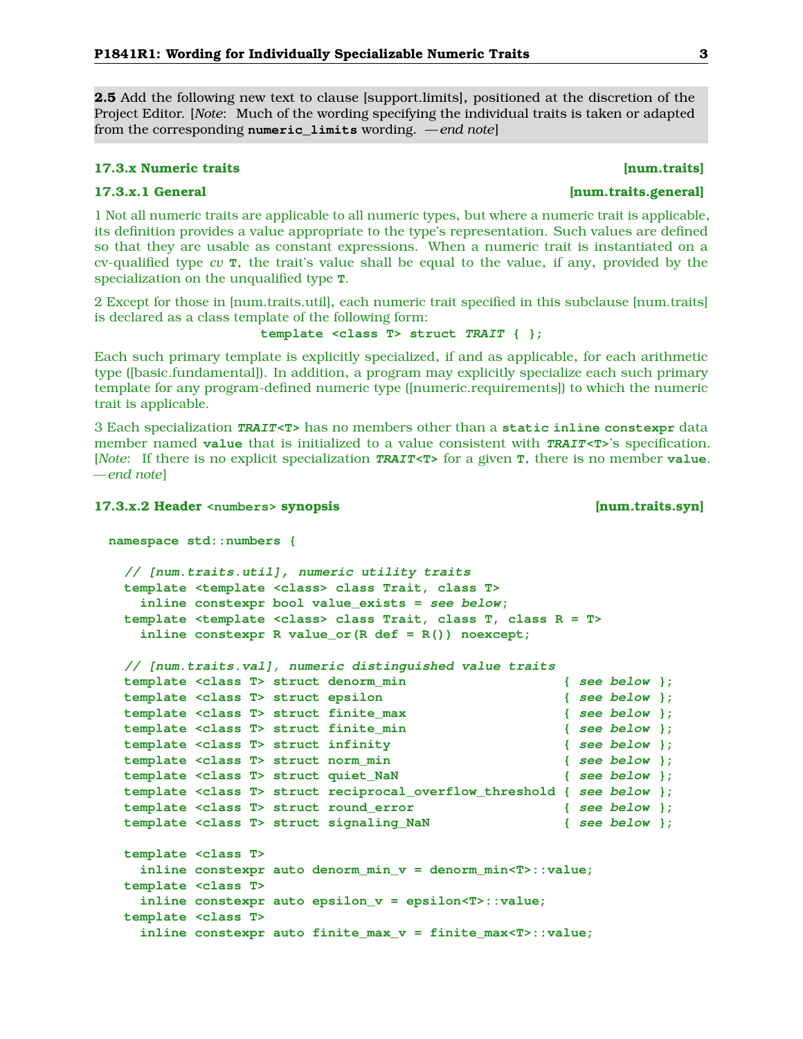**2.5** Add the following new text to clause [support.limits], positioned at the discretion of the Project Editor. [*Note*: Much of the wording specifying the individual traits is taken or adapted from the corresponding **numeric_limits** wording. *— end note*]

### 17.3.x Numeric traits [num.traits]

#### 17.3.x.1 General [num.traits.general]

1 Not all numeric traits are applicable to all numeric types, but where a numeric trait is applicable, its definition provides a value appropriate to the type's representation. Such values are defined so that they are usable as constant expressions. When a numeric trait is instantiated on a cv-qualified type *cv* **T**, the trait's value shall be equal to the value, if any, provided by the specialization on the unqualified type **T**.

2 Except for those in [num.traits.util], each numeric trait specified in this subclause [num.traits] is declared as a class template of the following form:

```
template <class T> struct TRAIT { };
```

Each such primary template is explicitly specialized, if and as applicable, for each arithmetic type ([basic.fundamental]). In addition, a program may explicitly specialize each such primary template for any program-defined numeric type ([numeric.requirements]) to which the numeric trait is applicable.

3 Each specialization ***TRAIT*<T>** has no members other than a **static inline constexpr** data member named **value** that is initialized to a value consistent with ***TRAIT*<T>**'s specification. [*Note*: If there is no explicit specialization ***TRAIT*<T>** for a given **T**, there is no member **value**. *— end note*]

#### 17.3.x.2 Header `<numbers>` synopsis [num.traits.syn]

```
namespace std::numbers {

  // [num.traits.util], numeric utility traits
  template <template <class> class Trait, class T>
    inline constexpr bool value_exists = see below;
  template <template <class> class Trait, class T, class R = T>
    inline constexpr R value_or(R def = R()) noexcept;

  // [num.traits.val], numeric distinguished value traits
  template <class T> struct denorm_min                    { see below };
  template <class T> struct epsilon                       { see below };
  template <class T> struct finite_max                    { see below };
  template <class T> struct finite_min                    { see below };
  template <class T> struct infinity                      { see below };
  template <class T> struct norm_min                      { see below };
  template <class T> struct quiet_NaN                     { see below };
  template <class T> struct reciprocal_overflow_threshold { see below };
  template <class T> struct round_error                   { see below };
  template <class T> struct signaling_NaN                 { see below };

  template <class T>
    inline constexpr auto denorm_min_v = denorm_min<T>::value;
  template <class T>
    inline constexpr auto epsilon_v = epsilon<T>::value;
  template <class T>
    inline constexpr auto finite_max_v = finite_max<T>::value;
```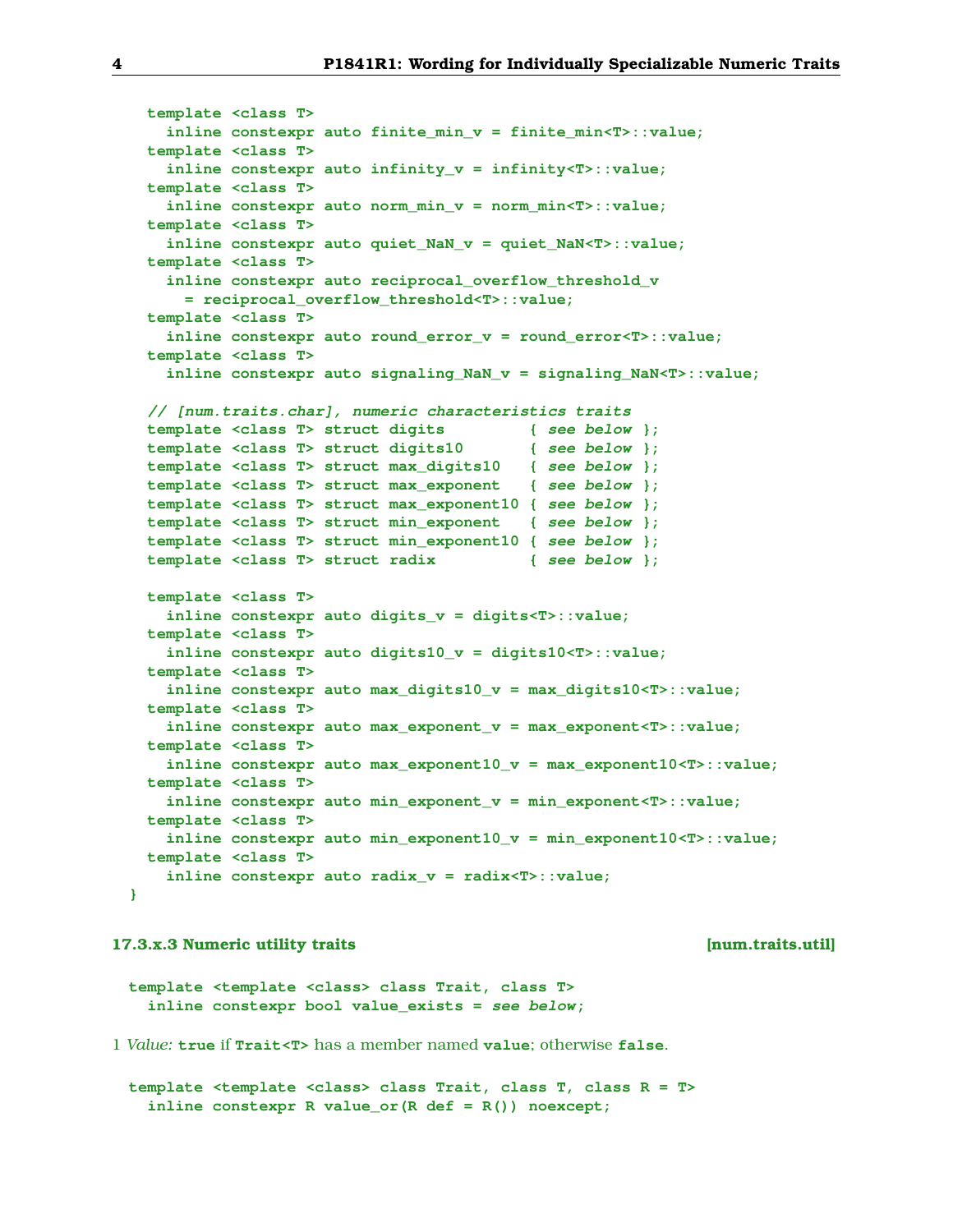```
  template <class T>
    inline constexpr auto finite_min_v = finite_min<T>::value;
  template <class T>
    inline constexpr auto infinity_v = infinity<T>::value;
  template <class T>
    inline constexpr auto norm_min_v = norm_min<T>::value;
  template <class T>
    inline constexpr auto quiet_NaN_v = quiet_NaN<T>::value;
  template <class T>
    inline constexpr auto reciprocal_overflow_threshold_v
      = reciprocal_overflow_threshold<T>::value;
  template <class T>
    inline constexpr auto round_error_v = round_error<T>::value;
  template <class T>
    inline constexpr auto signaling_NaN_v = signaling_NaN<T>::value;

  // [num.traits.char], numeric characteristics traits
  template <class T> struct digits         { see below };
  template <class T> struct digits10       { see below };
  template <class T> struct max_digits10   { see below };
  template <class T> struct max_exponent   { see below };
  template <class T> struct max_exponent10 { see below };
  template <class T> struct min_exponent   { see below };
  template <class T> struct min_exponent10 { see below };
  template <class T> struct radix          { see below };

  template <class T>
    inline constexpr auto digits_v = digits<T>::value;
  template <class T>
    inline constexpr auto digits10_v = digits10<T>::value;
  template <class T>
    inline constexpr auto max_digits10_v = max_digits10<T>::value;
  template <class T>
    inline constexpr auto max_exponent_v = max_exponent<T>::value;
  template <class T>
    inline constexpr auto max_exponent10_v = max_exponent10<T>::value;
  template <class T>
    inline constexpr auto min_exponent_v = min_exponent<T>::value;
  template <class T>
    inline constexpr auto min_exponent10_v = min_exponent10<T>::value;
  template <class T>
    inline constexpr auto radix_v = radix<T>::value;
}
```

### 17.3.x.3 Numeric utility traits [num.traits.util]

```
template <template <class> class Trait, class T>
  inline constexpr bool value_exists = see below;
```

1 *Value:* **true** if **Trait<T>** has a member named **value**; otherwise **false**.

```
template <template <class> class Trait, class T, class R = T>
  inline constexpr R value_or(R def = R()) noexcept;
```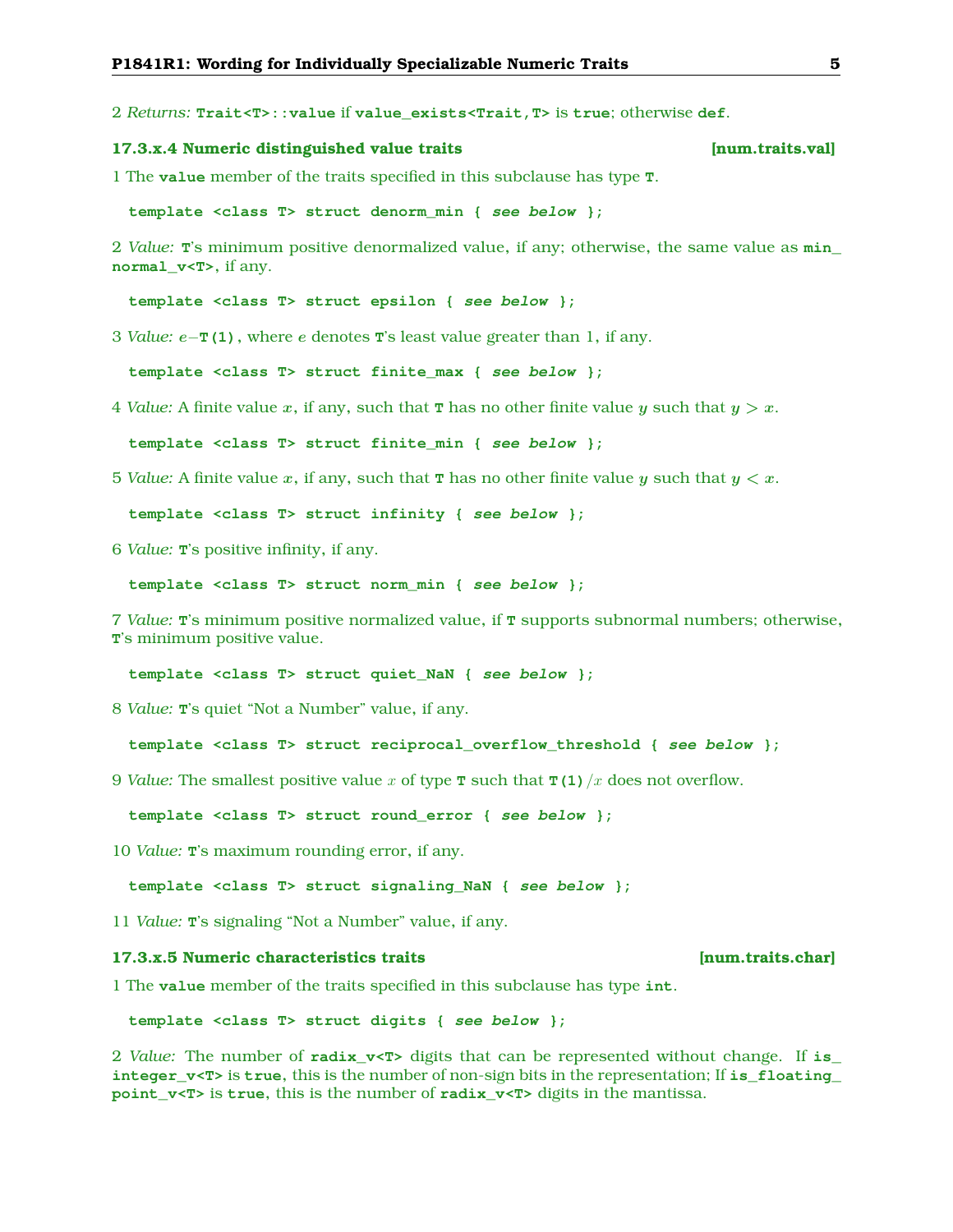2 *Returns:* `Trait<T>::value` if `value_exists<Trait,T>` is `true`; otherwise `def`.

### 17.3.x.4 Numeric distinguished value traits [num.traits.val]

1 The `value` member of the traits specified in this subclause has type `T`.

```
template <class T> struct denorm_min { see below };
```

2 *Value:* `T`'s minimum positive denormalized value, if any; otherwise, the same value as `min_normal_v<T>`, if any.

```
template <class T> struct epsilon { see below };
```

3 *Value:* $e-$`T(1)`, where $e$ denotes `T`'s least value greater than 1, if any.

```
template <class T> struct finite_max { see below };
```

4 *Value:* A finite value $x$, if any, such that `T` has no other finite value $y$ such that $y > x$.

```
template <class T> struct finite_min { see below };
```

5 *Value:* A finite value $x$, if any, such that `T` has no other finite value $y$ such that $y < x$.

```
template <class T> struct infinity { see below };
```

6 *Value:* `T`'s positive infinity, if any.

```
template <class T> struct norm_min { see below };
```

7 *Value:* `T`'s minimum positive normalized value, if `T` supports subnormal numbers; otherwise, `T`'s minimum positive value.

```
template <class T> struct quiet_NaN { see below };
```

8 *Value:* `T`'s quiet “Not a Number” value, if any.

```
template <class T> struct reciprocal_overflow_threshold { see below };
```

9 *Value:* The smallest positive value $x$ of type `T` such that `T(1)`$/x$ does not overflow.

```
template <class T> struct round_error { see below };
```

10 *Value:* `T`'s maximum rounding error, if any.

```
template <class T> struct signaling_NaN { see below };
```

11 *Value:* `T`'s signaling “Not a Number” value, if any.

### 17.3.x.5 Numeric characteristics traits [num.traits.char]

1 The `value` member of the traits specified in this subclause has type `int`.

```
template <class T> struct digits { see below };
```

2 *Value:* The number of `radix_v<T>` digits that can be represented without change. If `is_integer_v<T>` is `true`, this is the number of non-sign bits in the representation; If `is_floating_point_v<T>` is `true`, this is the number of `radix_v<T>` digits in the mantissa.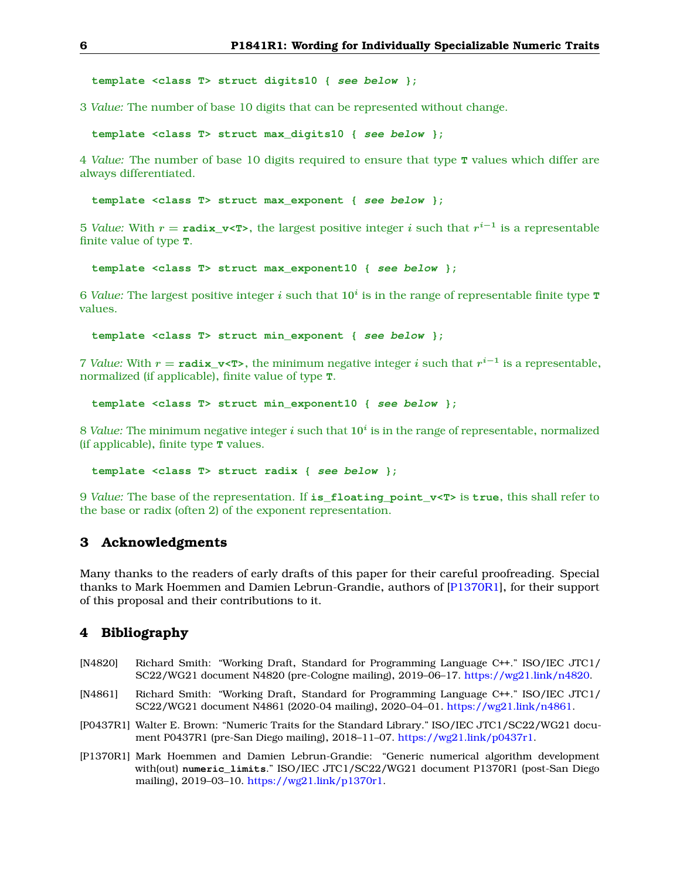```
template <class T> struct digits10 { see below };
```

3 *Value:* The number of base 10 digits that can be represented without change.

```
template <class T> struct max_digits10 { see below };
```

4 *Value:* The number of base 10 digits required to ensure that type `T` values which differ are always differentiated.

```
template <class T> struct max_exponent { see below };
```

5 *Value:* With $r =$ `radix_v<T>`, the largest positive integer $i$ such that $r^{i-1}$ is a representable finite value of type `T`.

```
template <class T> struct max_exponent10 { see below };
```

6 *Value:* The largest positive integer $i$ such that $10^i$ is in the range of representable finite type `T` values.

```
template <class T> struct min_exponent { see below };
```

7 *Value:* With $r =$ `radix_v<T>`, the minimum negative integer $i$ such that $r^{i-1}$ is a representable, normalized (if applicable), finite value of type `T`.

```
template <class T> struct min_exponent10 { see below };
```

8 *Value:* The minimum negative integer $i$ such that $10^i$ is in the range of representable, normalized (if applicable), finite type `T` values.

```
template <class T> struct radix { see below };
```

9 *Value:* The base of the representation. If `is_floating_point_v<T>` is `true`, this shall refer to the base or radix (often 2) of the exponent representation.

## 3 Acknowledgments

Many thanks to the readers of early drafts of this paper for their careful proofreading. Special thanks to Mark Hoemmen and Damien Lebrun-Grandie, authors of [P1370R1], for their support of this proposal and their contributions to it.

## 4 Bibliography

[N4820] Richard Smith: "Working Draft, Standard for Programming Language C++." ISO/IEC JTC1/SC22/WG21 document N4820 (pre-Cologne mailing), 2019–06–17. https://wg21.link/n4820.

[N4861] Richard Smith: "Working Draft, Standard for Programming Language C++." ISO/IEC JTC1/SC22/WG21 document N4861 (2020-04 mailing), 2020–04–01. https://wg21.link/n4861.

[P0437R1] Walter E. Brown: "Numeric Traits for the Standard Library." ISO/IEC JTC1/SC22/WG21 document P0437R1 (pre-San Diego mailing), 2018–11–07. https://wg21.link/p0437r1.

[P1370R1] Mark Hoemmen and Damien Lebrun-Grandie: "Generic numerical algorithm development with(out) `numeric_limits`." ISO/IEC JTC1/SC22/WG21 document P1370R1 (post-San Diego mailing), 2019–03–10. https://wg21.link/p1370r1.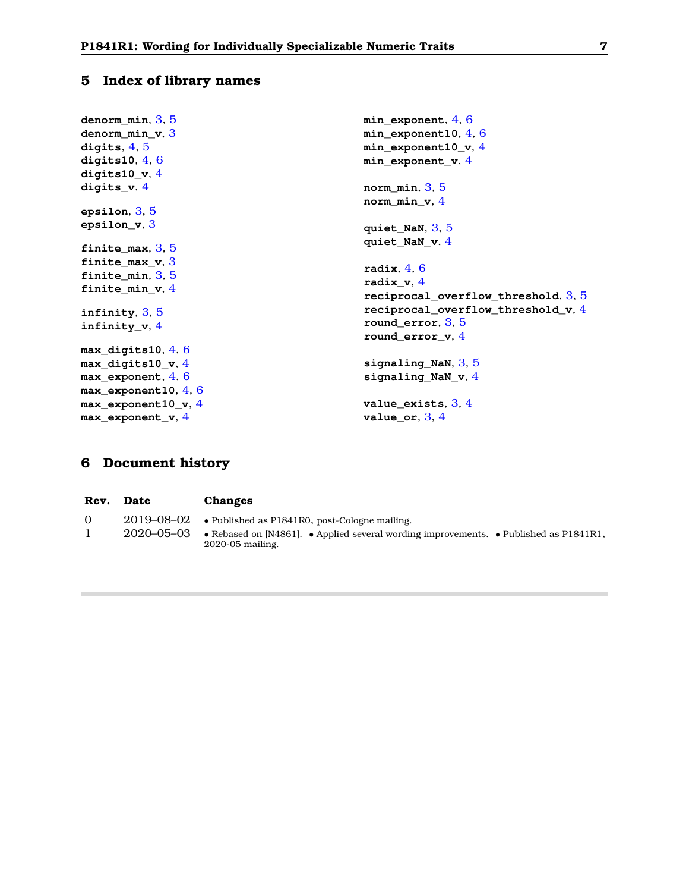## 5 Index of library names

**denorm_min**, 3, 5
**denorm_min_v**, 3
**digits**, 4, 5
**digits10**, 4, 6
**digits10_v**, 4
**digits_v**, 4

**epsilon**, 3, 5
**epsilon_v**, 3

**finite_max**, 3, 5
**finite_max_v**, 3
**finite_min**, 3, 5
**finite_min_v**, 4

**infinity**, 3, 5
**infinity_v**, 4

**max_digits10**, 4, 6
**max_digits10_v**, 4
**max_exponent**, 4, 6
**max_exponent10**, 4, 6
**max_exponent10_v**, 4
**max_exponent_v**, 4

**min_exponent**, 4, 6
**min_exponent10**, 4, 6
**min_exponent10_v**, 4
**min_exponent_v**, 4

**norm_min**, 3, 5
**norm_min_v**, 4

**quiet_NaN**, 3, 5
**quiet_NaN_v**, 4

**radix**, 4, 6
**radix_v**, 4
**reciprocal_overflow_threshold**, 3, 5
**reciprocal_overflow_threshold_v**, 4
**round_error**, 3, 5
**round_error_v**, 4

**signaling_NaN**, 3, 5
**signaling_NaN_v**, 4

**value_exists**, 3, 4
**value_or**, 3, 4

## 6 Document history

| Rev. | Date | Changes |
|---|---|---|
| 0 | 2019–08–02 | • Published as P1841R0, post-Cologne mailing. |
| 1 | 2020–05–03 | • Rebased on [N4861]. • Applied several wording improvements. • Published as P1841R1, 2020-05 mailing. |